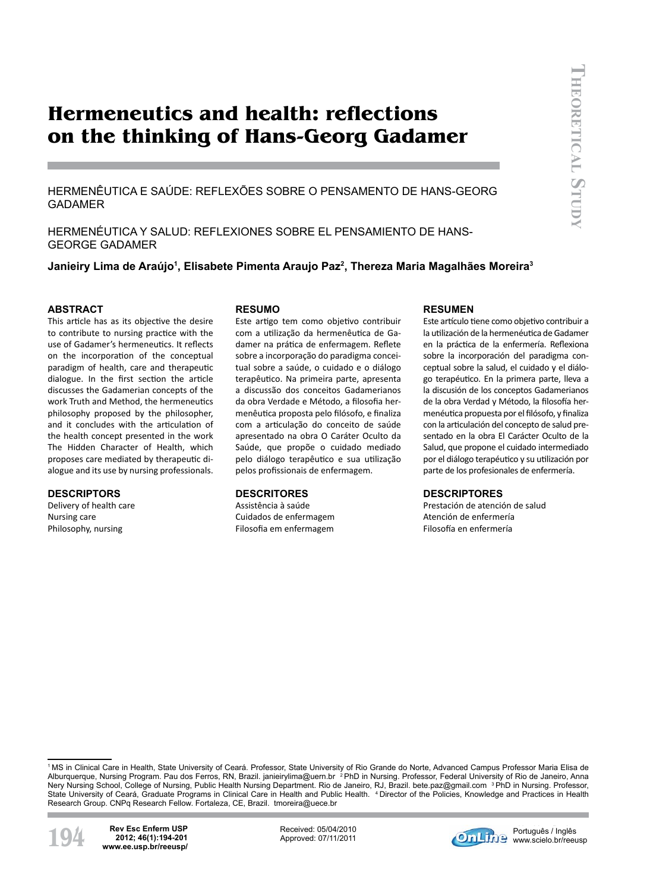# Hermeneutics and health: reflections on the thinking of Hans-Georg Gadamer

HERMENÊUTICA E SAÚDE: REFLEXÕES SOBRE O PENSAMENTO DE HANS-GEORG GADAMER

HERMENÉUTICA Y SALUD: REFLEXIONES SOBRE EL PENSAMIENTO DE HANS-GEORGE GADAMER

**Janieiry Lima de Araújo[1], Elisabete Pimenta Araujo Paz[2], Thereza Maria Magalhães Moreira[3]**

## ABSTRACT

This article has as its objective the desire to contribute to nursing practice with the use of Gadamer's hermeneutics. It reflects on the incorporation of the conceptual paradigm of health, care and therapeutic dialogue. In the first section the article discusses the Gadamerian concepts of the work Truth and Method, the hermeneutics philosophy proposed by the philosopher, and it concludes with the articulation of the health concept presented in the work The Hidden Character of Health, which proposes care mediated by therapeutic dialogue and its use by nursing professionals.

## DESCRIPTORS

Delivery of health care
Nursing care
Philosophy, nursing

## RESUMO

Este artigo tem como objetivo contribuir com a utilização da hermenêutica de Gadamer na prática de enfermagem. Reflete sobre a incorporação do paradigma conceitual sobre a saúde, o cuidado e o diálogo terapêutico. Na primeira parte, apresenta a discussão dos conceitos Gadamerianos da obra Verdade e Método, a filosofia hermenêutica proposta pelo filósofo, e finaliza com a articulação do conceito de saúde apresentado na obra O Caráter Oculto da Saúde, que propõe o cuidado mediado pelo diálogo terapêutico e sua utilização pelos profissionais de enfermagem.

## DESCRITORES

Assistência à saúde
Cuidados de enfermagem
Filosofia em enfermagem

## RESUMEN

Este artículo tiene como objetivo contribuir a la utilización de la hermenéutica de Gadamer en la práctica de la enfermería. Reflexiona sobre la incorporación del paradigma conceptual sobre la salud, el cuidado y el diálogo terapéutico. En la primera parte, lleva a la discusión de los conceptos Gadamerianos de la obra Verdad y Método, la filosofía hermenéutica propuesta por el filósofo, y finaliza con la articulación del concepto de salud presentado en la obra El Carácter Oculto de la Salud, que propone el cuidado intermediado por el diálogo terapéutico y su utilización por parte de los profesionales de enfermería.

## DESCRIPTORES

Prestación de atención de salud
Atención de enfermería
Filosofía en enfermería

---

[1] MS in Clinical Care in Health, State University of Ceará. Professor, State University of Rio Grande do Norte, Advanced Campus Professor Maria Elisa de Alburquerque, Nursing Program. Pau dos Ferros, RN, Brazil. janieirylima@uern.br [2] PhD in Nursing. Professor, Federal University of Rio de Janeiro, Anna Nery Nursing School, College of Nursing, Public Health Nursing Department. Rio de Janeiro, RJ, Brazil. bete.paz@gmail.com [3] PhD in Nursing. Professor, State University of Ceará, Graduate Programs in Clinical Care in Health and Public Health. [4] Director of the Policies, Knowledge and Practices in Health Research Group. CNPq Research Fellow. Fortaleza, CE, Brazil. tmoreira@uece.br

Received: 05/04/2010
Approved: 07/11/2011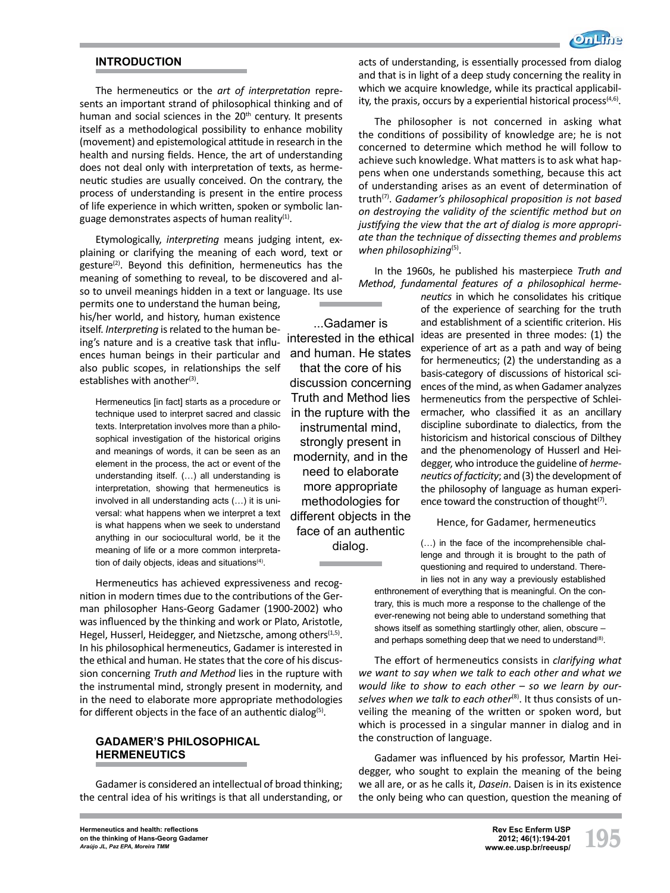## INTRODUCTION

The hermeneutics or the *art of interpretation* represents an important strand of philosophical thinking and of human and social sciences in the 20th century. It presents itself as a methodological possibility to enhance mobility (movement) and epistemological attitude in research in the health and nursing fields. Hence, the art of understanding does not deal only with interpretation of texts, as hermeneutic studies are usually conceived. On the contrary, the process of understanding is present in the entire process of life experience in which written, spoken or symbolic language demonstrates aspects of human reality[1].

Etymologically, *interpreting* means judging intent, explaining or clarifying the meaning of each word, text or gesture[2]. Beyond this definition, hermeneutics has the meaning of something to reveal, to be discovered and also to unveil meanings hidden in a text or language. Its use permits one to understand the human being, his/her world, and history, human existence itself. *Interpreting* is related to the human being's nature and is a creative task that influences human beings in their particular and also public scopes, in relationships the self establishes with another[3].

> Hermeneutics [in fact] starts as a procedure or technique used to interpret sacred and classic texts. Interpretation involves more than a philosophical investigation of the historical origins and meanings of words, it can be seen as an element in the process, the act or event of the understanding itself. (…) all understanding is interpretation, showing that hermeneutics is involved in all understanding acts (…) it is universal: what happens when we interpret a text is what happens when we seek to understand anything in our sociocultural world, be it the meaning of life or a more common interpretation of daily objects, ideas and situations[4].

Hermeneutics has achieved expressiveness and recognition in modern times due to the contributions of the German philosopher Hans-Georg Gadamer (1900-2002) who was influenced by the thinking and work or Plato, Aristotle, Hegel, Husserl, Heidegger, and Nietzsche, among others[1,5]. In his philosophical hermeneutics, Gadamer is interested in the ethical and human. He states that the core of his discussion concerning *Truth and Method* lies in the rupture with the instrumental mind, strongly present in modernity, and in the need to elaborate more appropriate methodologies for different objects in the face of an authentic dialog[5].

## GADAMER'S PHILOSOPHICAL HERMENEUTICS

Gadamer is considered an intellectual of broad thinking; the central idea of his writings is that all understanding, or acts of understanding, is essentially processed from dialog and that is in light of a deep study concerning the reality in which we acquire knowledge, while its practical applicability, the praxis, occurs by a experiential historical process[4,6].

The philosopher is not concerned in asking what the conditions of possibility of knowledge are; he is not concerned to determine which method he will follow to achieve such knowledge. What matters is to ask what happens when one understands something, because this act of understanding arises as an event of determination of truth[7]. *Gadamer's philosophical proposition is not based on destroying the validity of the scientific method but on justifying the view that the art of dialog is more appropriate than the technique of dissecting themes and problems when philosophizing*[5].

In the 1960s, he published his masterpiece *Truth and Method, fundamental features of a philosophical hermeneutics* in which he consolidates his critique of the experience of searching for the truth and establishment of a scientific criterion. His ideas are presented in three modes: (1) the experience of art as a path and way of being for hermeneutics; (2) the understanding as a basis-category of discussions of historical sciences of the mind, as when Gadamer analyzes hermeneutics from the perspective of Schleiermacher, who classified it as an ancillary discipline subordinate to dialectics, from the historicism and historical conscious of Dilthey and the phenomenology of Husserl and Heidegger, who introduce the guideline of *hermeneutics of facticity*; and (3) the development of the philosophy of language as human experience toward the construction of thought[7].

Hence, for Gadamer, hermeneutics

> (…) in the face of the incomprehensible challenge and through it is brought to the path of questioning and required to understand. Therein lies not in any way a previously established enthronement of everything that is meaningful. On the contrary, this is much more a response to the challenge of the ever-renewing not being able to understand something that shows itself as something startlingly other, alien, obscure – and perhaps something deep that we need to understand[8].

The effort of hermeneutics consists in *clarifying what we want to say when we talk to each other and what we would like to show to each other – so we learn by ourselves when we talk to each other*[8]. It thus consists of unveiling the meaning of the written or spoken word, but which is processed in a singular manner in dialog and in the construction of language.

Gadamer was influenced by his professor, Martin Heidegger, who sought to explain the meaning of the being we all are, or as he calls it, *Dasein*. Daisen is in its existence the only being who can question, question the meaning of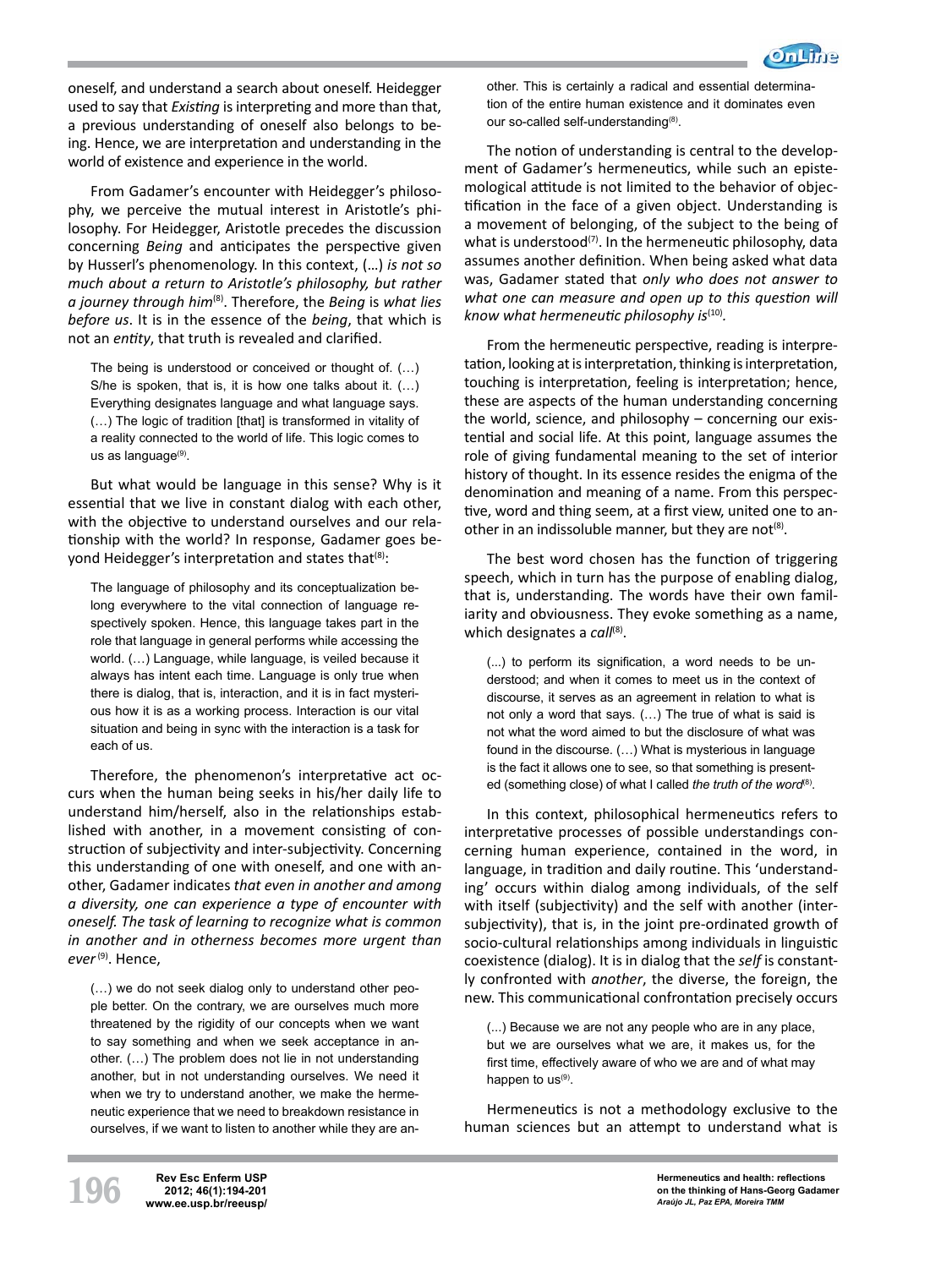oneself, and understand a search about oneself. Heidegger used to say that *Existing* is interpreting and more than that, a previous understanding of oneself also belongs to being. Hence, we are interpretation and understanding in the world of existence and experience in the world.

From Gadamer's encounter with Heidegger's philosophy, we perceive the mutual interest in Aristotle's philosophy. For Heidegger, Aristotle precedes the discussion concerning *Being* and anticipates the perspective given by Husserl's phenomenology. In this context, (…) *is not so much about a return to Aristotle's philosophy, but rather a journey through him*[8]. Therefore, the *Being* is *what lies before us*. It is in the essence of the *being*, that which is not an *entity*, that truth is revealed and clarified.

> The being is understood or conceived or thought of. (…) S/he is spoken, that is, it is how one talks about it. (…) Everything designates language and what language says. (…) The logic of tradition [that] is transformed in vitality of a reality connected to the world of life. This logic comes to us as language[9].

But what would be language in this sense? Why is it essential that we live in constant dialog with each other, with the objective to understand ourselves and our relationship with the world? In response, Gadamer goes beyond Heidegger's interpretation and states that[8]:

> The language of philosophy and its conceptualization belong everywhere to the vital connection of language respectively spoken. Hence, this language takes part in the role that language in general performs while accessing the world. (…) Language, while language, is veiled because it always has intent each time. Language is only true when there is dialog, that is, interaction, and it is in fact mysterious how it is as a working process. Interaction is our vital situation and being in sync with the interaction is a task for each of us.

Therefore, the phenomenon's interpretative act occurs when the human being seeks in his/her daily life to understand him/herself, also in the relationships established with another, in a movement consisting of construction of subjectivity and inter-subjectivity. Concerning this understanding of one with oneself, and one with another, Gadamer indicates *that even in another and among a diversity, one can experience a type of encounter with oneself. The task of learning to recognize what is common in another and in otherness becomes more urgent than ever*[9]. Hence,

> (…) we do not seek dialog only to understand other people better. On the contrary, we are ourselves much more threatened by the rigidity of our concepts when we want to say something and when we seek acceptance in another. (…) The problem does not lie in not understanding another, but in not understanding ourselves. We need it when we try to understand another, we make the hermeneutic experience that we need to breakdown resistance in ourselves, if we want to listen to another while they are another. This is certainly a radical and essential determination of the entire human existence and it dominates even our so-called self-understanding[8].

The notion of understanding is central to the development of Gadamer's hermeneutics, while such an epistemological attitude is not limited to the behavior of objectification in the face of a given object. Understanding is a movement of belonging, of the subject to the being of what is understood[7]. In the hermeneutic philosophy, data assumes another definition. When being asked what data was, Gadamer stated that *only who does not answer to what one can measure and open up to this question will know what hermeneutic philosophy is*[10].

From the hermeneutic perspective, reading is interpretation, looking at is interpretation, thinking is interpretation, touching is interpretation, feeling is interpretation; hence, these are aspects of the human understanding concerning the world, science, and philosophy – concerning our existential and social life. At this point, language assumes the role of giving fundamental meaning to the set of interior history of thought. In its essence resides the enigma of the denomination and meaning of a name. From this perspective, word and thing seem, at a first view, united one to another in an indissoluble manner, but they are not[8].

The best word chosen has the function of triggering speech, which in turn has the purpose of enabling dialog, that is, understanding. The words have their own familiarity and obviousness. They evoke something as a name, which designates a *call*[8].

> (...) to perform its signification, a word needs to be understood; and when it comes to meet us in the context of discourse, it serves as an agreement in relation to what is not only a word that says. (…) The true of what is said is not what the word aimed to but the disclosure of what was found in the discourse. (…) What is mysterious in language is the fact it allows one to see, so that something is presented (something close) of what I called *the truth of the word*[8].

In this context, philosophical hermeneutics refers to interpretative processes of possible understandings concerning human experience, contained in the word, in language, in tradition and daily routine. This 'understanding' occurs within dialog among individuals, of the self with itself (subjectivity) and the self with another (inter-subjectivity), that is, in the joint pre-ordinated growth of socio-cultural relationships among individuals in linguistic coexistence (dialog). It is in dialog that the *self* is constantly confronted with *another*, the diverse, the foreign, the new. This communicational confrontation precisely occurs

> (...) Because we are not any people who are in any place, but we are ourselves what we are, it makes us, for the first time, effectively aware of who we are and of what may happen to us[9].

Hermeneutics is not a methodology exclusive to the human sciences but an attempt to understand what is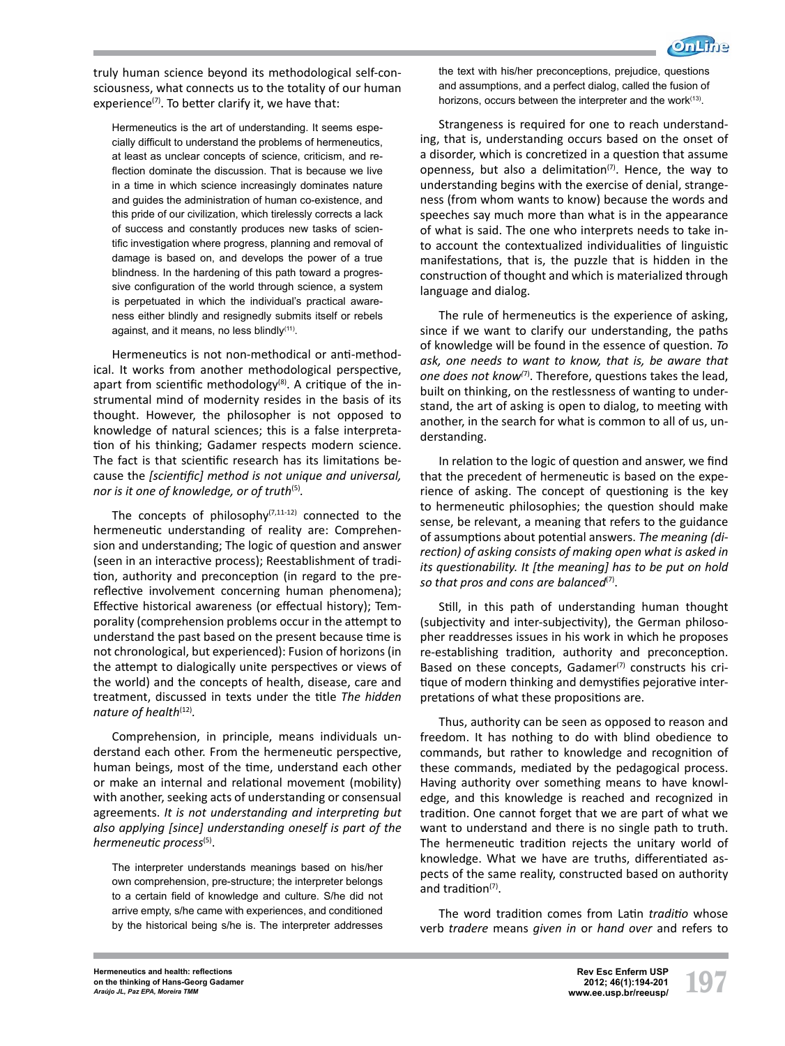truly human science beyond its methodological self-consciousness, what connects us to the totality of our human experience[7]. To better clarify it, we have that:

> Hermeneutics is the art of understanding. It seems especially difficult to understand the problems of hermeneutics, at least as unclear concepts of science, criticism, and reflection dominate the discussion. That is because we live in a time in which science increasingly dominates nature and guides the administration of human co-existence, and this pride of our civilization, which tirelessly corrects a lack of success and constantly produces new tasks of scientific investigation where progress, planning and removal of damage is based on, and develops the power of a true blindness. In the hardening of this path toward a progressive configuration of the world through science, a system is perpetuated in which the individual's practical awareness either blindly and resignedly submits itself or rebels against, and it means, no less blindly[11].

Hermeneutics is not non-methodical or anti-methodical. It works from another methodological perspective, apart from scientific methodology[8]. A critique of the instrumental mind of modernity resides in the basis of its thought. However, the philosopher is not opposed to knowledge of natural sciences; this is a false interpretation of his thinking; Gadamer respects modern science. The fact is that scientific research has its limitations because the *[scientific] method is not unique and universal, nor is it one of knowledge, or of truth*[5].

The concepts of philosophy[7,11-12] connected to the hermeneutic understanding of reality are: Comprehension and understanding; The logic of question and answer (seen in an interactive process); Reestablishment of tradition, authority and preconception (in regard to the prereflective involvement concerning human phenomena); Effective historical awareness (or effectual history); Temporality (comprehension problems occur in the attempt to understand the past based on the present because time is not chronological, but experienced): Fusion of horizons (in the attempt to dialogically unite perspectives or views of the world) and the concepts of health, disease, care and treatment, discussed in texts under the title *The hidden nature of health*[12].

Comprehension, in principle, means individuals understand each other. From the hermeneutic perspective, human beings, most of the time, understand each other or make an internal and relational movement (mobility) with another, seeking acts of understanding or consensual agreements. *It is not understanding and interpreting but also applying [since] understanding oneself is part of the hermeneutic process*[5].

> The interpreter understands meanings based on his/her own comprehension, pre-structure; the interpreter belongs to a certain field of knowledge and culture. S/he did not arrive empty, s/he came with experiences, and conditioned by the historical being s/he is. The interpreter addresses the text with his/her preconceptions, prejudice, questions and assumptions, and a perfect dialog, called the fusion of horizons, occurs between the interpreter and the work[13].

Strangeness is required for one to reach understanding, that is, understanding occurs based on the onset of a disorder, which is concretized in a question that assume openness, but also a delimitation[7]. Hence, the way to understanding begins with the exercise of denial, strangeness (from whom wants to know) because the words and speeches say much more than what is in the appearance of what is said. The one who interprets needs to take into account the contextualized individualities of linguistic manifestations, that is, the puzzle that is hidden in the construction of thought and which is materialized through language and dialog.

The rule of hermeneutics is the experience of asking, since if we want to clarify our understanding, the paths of knowledge will be found in the essence of question. *To ask, one needs to want to know, that is, be aware that one does not know*[7]. Therefore, questions takes the lead, built on thinking, on the restlessness of wanting to understand, the art of asking is open to dialog, to meeting with another, in the search for what is common to all of us, understanding.

In relation to the logic of question and answer, we find that the precedent of hermeneutic is based on the experience of asking. The concept of questioning is the key to hermeneutic philosophies; the question should make sense, be relevant, a meaning that refers to the guidance of assumptions about potential answers. *The meaning (direction) of asking consists of making open what is asked in its questionability. It [the meaning] has to be put on hold so that pros and cons are balanced*[7].

Still, in this path of understanding human thought (subjectivity and inter-subjectivity), the German philosopher readdresses issues in his work in which he proposes re-establishing tradition, authority and preconception. Based on these concepts, Gadamer[7] constructs his critique of modern thinking and demystifies pejorative interpretations of what these propositions are.

Thus, authority can be seen as opposed to reason and freedom. It has nothing to do with blind obedience to commands, but rather to knowledge and recognition of these commands, mediated by the pedagogical process. Having authority over something means to have knowledge, and this knowledge is reached and recognized in tradition. One cannot forget that we are part of what we want to understand and there is no single path to truth. The hermeneutic tradition rejects the unitary world of knowledge. What we have are truths, differentiated aspects of the same reality, constructed based on authority and tradition[7].

The word tradition comes from Latin *traditio* whose verb *tradere* means *given in* or *hand over* and refers to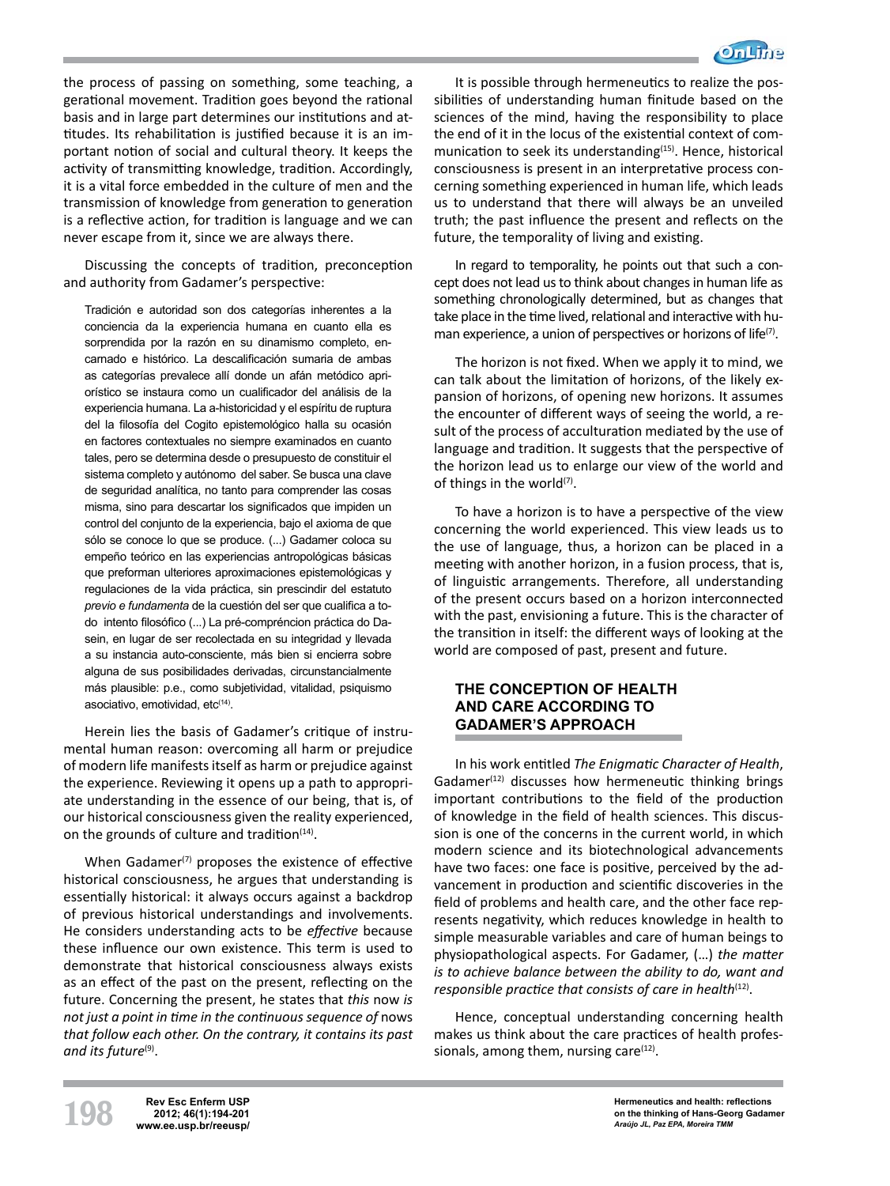the process of passing on something, some teaching, a gerational movement. Tradition goes beyond the rational basis and in large part determines our institutions and attitudes. Its rehabilitation is justified because it is an important notion of social and cultural theory. It keeps the activity of transmitting knowledge, tradition. Accordingly, it is a vital force embedded in the culture of men and the transmission of knowledge from generation to generation is a reflective action, for tradition is language and we can never escape from it, since we are always there.

Discussing the concepts of tradition, preconception and authority from Gadamer's perspective:

> Tradición e autoridad son dos categorías inherentes a la conciencia da la experiencia humana en cuanto ella es sorprendida por la razón en su dinamismo completo, encarnado e histórico. La descalificación sumaria de ambas as categorías prevalece allí donde un afán metódico apriorístico se instaura como un cualificador del análisis de la experiencia humana. La a-historicidad y el espíritu de ruptura del la filosofía del Cogito epistemológico halla su ocasión en factores contextuales no siempre examinados en cuanto tales, pero se determina desde o presupuesto de constituir el sistema completo y autónomo del saber. Se busca una clave de seguridad analítica, no tanto para comprender las cosas misma, sino para descartar los significados que impiden un control del conjunto de la experiencia, bajo el axioma de que sólo se conoce lo que se produce. (...) Gadamer coloca su empeño teórico en las experiencias antropológicas básicas que preforman ulteriores aproximaciones epistemológicas y regulaciones de la vida práctica, sin prescindir del estatuto *previo e fundamenta* de la cuestión del ser que cualifica a todo intento filosófico (...) La pré-compréncion práctica do Dasein, en lugar de ser recolectada en su integridad y llevada a su instancia auto-consciente, más bien si encierra sobre alguna de sus posibilidades derivadas, circunstancialmente más plausible: p.e., como subjetividad, vitalidad, psiquismo asociativo, emotividad, etc[14].

Herein lies the basis of Gadamer's critique of instrumental human reason: overcoming all harm or prejudice of modern life manifests itself as harm or prejudice against the experience. Reviewing it opens up a path to appropriate understanding in the essence of our being, that is, of our historical consciousness given the reality experienced, on the grounds of culture and tradition[14].

When Gadamer[7] proposes the existence of effective historical consciousness, he argues that understanding is essentially historical: it always occurs against a backdrop of previous historical understandings and involvements. He considers understanding acts to be *effective* because these influence our own existence. This term is used to demonstrate that historical consciousness always exists as an effect of the past on the present, reflecting on the future. Concerning the present, he states that *this* now *is not just a point in time in the continuous sequence of* nows *that follow each other. On the contrary, it contains its past and its future*[9].

It is possible through hermeneutics to realize the possibilities of understanding human finitude based on the sciences of the mind, having the responsibility to place the end of it in the locus of the existential context of communication to seek its understanding[15]. Hence, historical consciousness is present in an interpretative process concerning something experienced in human life, which leads us to understand that there will always be an unveiled truth; the past influence the present and reflects on the future, the temporality of living and existing.

In regard to temporality, he points out that such a concept does not lead us to think about changes in human life as something chronologically determined, but as changes that take place in the time lived, relational and interactive with human experience, a union of perspectives or horizons of life[7].

The horizon is not fixed. When we apply it to mind, we can talk about the limitation of horizons, of the likely expansion of horizons, of opening new horizons. It assumes the encounter of different ways of seeing the world, a result of the process of acculturation mediated by the use of language and tradition. It suggests that the perspective of the horizon lead us to enlarge our view of the world and of things in the world[7].

To have a horizon is to have a perspective of the view concerning the world experienced. This view leads us to the use of language, thus, a horizon can be placed in a meeting with another horizon, in a fusion process, that is, of linguistic arrangements. Therefore, all understanding of the present occurs based on a horizon interconnected with the past, envisioning a future. This is the character of the transition in itself: the different ways of looking at the world are composed of past, present and future.

## THE CONCEPTION OF HEALTH AND CARE ACCORDING TO GADAMER'S APPROACH

In his work entitled *The Enigmatic Character of Health*, Gadamer[12] discusses how hermeneutic thinking brings important contributions to the field of the production of knowledge in the field of health sciences. This discussion is one of the concerns in the current world, in which modern science and its biotechnological advancements have two faces: one face is positive, perceived by the advancement in production and scientific discoveries in the field of problems and health care, and the other face represents negativity, which reduces knowledge in health to simple measurable variables and care of human beings to physiopathological aspects. For Gadamer, (...) *the matter is to achieve balance between the ability to do, want and responsible practice that consists of care in health*[12].

Hence, conceptual understanding concerning health makes us think about the care practices of health professionals, among them, nursing care[12].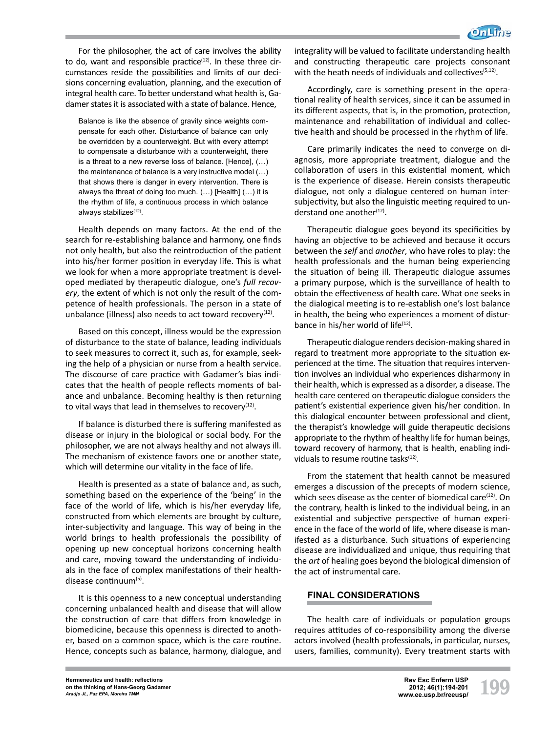For the philosopher, the act of care involves the ability to do, want and responsible practice[12]. In these three circumstances reside the possibilities and limits of our decisions concerning evaluation, planning, and the execution of integral health care. To better understand what health is, Gadamer states it is associated with a state of balance. Hence,

> Balance is like the absence of gravity since weights compensate for each other. Disturbance of balance can only be overridden by a counterweight. But with every attempt to compensate a disturbance with a counterweight, there is a threat to a new reverse loss of balance. [Hence], (…) the maintenance of balance is a very instructive model (…) that shows there is always the threat of doing too much. (…) [Health] (…) it is the rhythm of life, a continuous process in which balance always stabilizes[12].

Health depends on many factors. At the end of the search for re-establishing balance and harmony, one finds not only health, but also the reintroduction of the patient into his/her former position in everyday life. This is what we look for when a more appropriate treatment is developed mediated by therapeutic dialogue, one's *full recovery*, the extent of which is not only the result of the competence of health professionals. The person in a state of unbalance (illness) also needs to act toward recovery[12].

Based on this concept, illness would be the expression of disturbance to the state of balance, leading individuals to seek measures to correct it, such as, for example, seeking the help of a physician or nurse from a health service. The discourse of care practice with Gadamer's bias indicates that the health of people reflects moments of balance and unbalance. Becoming healthy is then returning to vital ways that lead in themselves to recovery[12].

If balance is disturbed there is suffering manifested as disease or injury in the biological or social body. For the philosopher, we are not always healthy and not always ill. The mechanism of existence favors one or another state, which will determine our vitality in the face of life.

Health is presented as a state of balance and, as such, something based on the experience of the 'being' in the face of the world of life, which is his/her everyday life, constructed from which elements are brought by culture, inter-subjectivity and language. This way of being in the world brings to health professionals the possibility of opening up new conceptual horizons concerning health and care, moving toward the understanding of individuals in the face of complex manifestations of their health-disease continuum[5].

It is this openness to a new conceptual understanding concerning unbalanced health and disease that will allow the construction of care that differs from knowledge in biomedicine, because this openness is directed to another, based on a common space, which is the care routine. Hence, concepts such as balance, harmony, dialogue, and integrality will be valued to facilitate understanding health and constructing therapeutic care projects consonant with the heath needs of individuals and collectives[5,12].

Accordingly, care is something present in the operational reality of health services, since it can be assumed in its different aspects, that is, in the promotion, protection, maintenance and rehabilitation of individual and collective health and should be processed in the rhythm of life.

Care primarily indicates the need to converge on diagnosis, more appropriate treatment, dialogue and the collaboration of users in this existential moment, which is the experience of disease. Herein consists therapeutic dialogue, not only a dialogue centered on human intersubjectivity, but also the linguistic meeting required to understand one another[12].

Therapeutic dialogue goes beyond its specificities by having an objective to be achieved and because it occurs between the *self* and *another*, who have roles to play: the health professionals and the human being experiencing the situation of being ill. Therapeutic dialogue assumes a primary purpose, which is the surveillance of health to obtain the effectiveness of health care. What one seeks in the dialogical meeting is to re-establish one's lost balance in health, the being who experiences a moment of disturbance in his/her world of life[12].

Therapeutic dialogue renders decision-making shared in regard to treatment more appropriate to the situation experienced at the time. The situation that requires intervention involves an individual who experiences disharmony in their health, which is expressed as a disorder, a disease. The health care centered on therapeutic dialogue considers the patient's existential experience given his/her condition. In this dialogical encounter between professional and client, the therapist's knowledge will guide therapeutic decisions appropriate to the rhythm of healthy life for human beings, toward recovery of harmony, that is health, enabling individuals to resume routine tasks[12].

From the statement that health cannot be measured emerges a discussion of the precepts of modern science, which sees disease as the center of biomedical care[12]. On the contrary, health is linked to the individual being, in an existential and subjective perspective of human experience in the face of the world of life, where disease is manifested as a disturbance. Such situations of experiencing disease are individualized and unique, thus requiring that the *art* of healing goes beyond the biological dimension of the act of instrumental care.

## FINAL CONSIDERATIONS

The health care of individuals or population groups requires attitudes of co-responsibility among the diverse actors involved (health professionals, in particular, nurses, users, families, community). Every treatment starts with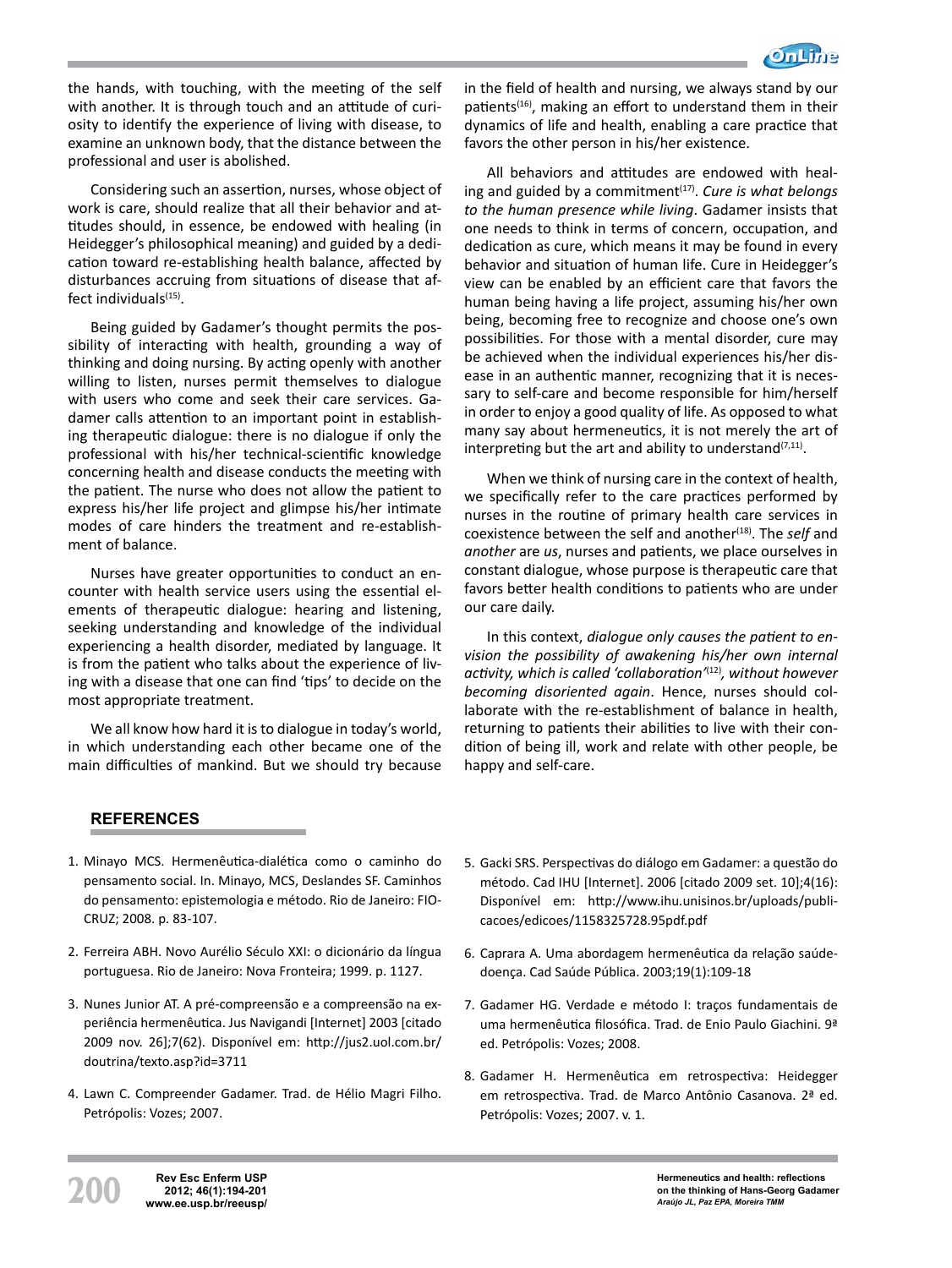the hands, with touching, with the meeting of the self with another. It is through touch and an attitude of curiosity to identify the experience of living with disease, to examine an unknown body, that the distance between the professional and user is abolished.

Considering such an assertion, nurses, whose object of work is care, should realize that all their behavior and attitudes should, in essence, be endowed with healing (in Heidegger's philosophical meaning) and guided by a dedication toward re-establishing health balance, affected by disturbances accruing from situations of disease that affect individuals[15].

Being guided by Gadamer's thought permits the possibility of interacting with health, grounding a way of thinking and doing nursing. By acting openly with another willing to listen, nurses permit themselves to dialogue with users who come and seek their care services. Gadamer calls attention to an important point in establishing therapeutic dialogue: there is no dialogue if only the professional with his/her technical-scientific knowledge concerning health and disease conducts the meeting with the patient. The nurse who does not allow the patient to express his/her life project and glimpse his/her intimate modes of care hinders the treatment and re-establishment of balance.

Nurses have greater opportunities to conduct an encounter with health service users using the essential elements of therapeutic dialogue: hearing and listening, seeking understanding and knowledge of the individual experiencing a health disorder, mediated by language. It is from the patient who talks about the experience of living with a disease that one can find 'tips' to decide on the most appropriate treatment.

We all know how hard it is to dialogue in today's world, in which understanding each other became one of the main difficulties of mankind. But we should try because in the field of health and nursing, we always stand by our patients[16], making an effort to understand them in their dynamics of life and health, enabling a care practice that favors the other person in his/her existence.

All behaviors and attitudes are endowed with healing and guided by a commitment[17]. *Cure is what belongs to the human presence while living*. Gadamer insists that one needs to think in terms of concern, occupation, and dedication as cure, which means it may be found in every behavior and situation of human life. Cure in Heidegger's view can be enabled by an efficient care that favors the human being having a life project, assuming his/her own being, becoming free to recognize and choose one's own possibilities. For those with a mental disorder, cure may be achieved when the individual experiences his/her disease in an authentic manner, recognizing that it is necessary to self-care and become responsible for him/herself in order to enjoy a good quality of life. As opposed to what many say about hermeneutics, it is not merely the art of interpreting but the art and ability to understand[7,11].

When we think of nursing care in the context of health, we specifically refer to the care practices performed by nurses in the routine of primary health care services in coexistence between the self and another[18]. The *self* and *another* are *us*, nurses and patients, we place ourselves in constant dialogue, whose purpose is therapeutic care that favors better health conditions to patients who are under our care daily.

In this context, *dialogue only causes the patient to envision the possibility of awakening his/her own internal activity, which is called 'collaboration'*[12]*, without however becoming disoriented again*. Hence, nurses should collaborate with the re-establishment of balance in health, returning to patients their abilities to live with their condition of being ill, work and relate with other people, be happy and self-care.

## REFERENCES

1. Minayo MCS. Hermenêutica-dialética como o caminho do pensamento social. In. Minayo, MCS, Deslandes SF. Caminhos do pensamento: epistemologia e método. Rio de Janeiro: FIOCRUZ; 2008. p. 83-107.
2. Ferreira ABH. Novo Aurélio Século XXI: o dicionário da língua portuguesa. Rio de Janeiro: Nova Fronteira; 1999. p. 1127.
3. Nunes Junior AT. A pré-compreensão e a compreensão na experiência hermenêutica. Jus Navigandi [Internet] 2003 [citado 2009 nov. 26];7(62). Disponível em: http://jus2.uol.com.br/doutrina/texto.asp?id=3711
4. Lawn C. Compreender Gadamer. Trad. de Hélio Magri Filho. Petrópolis: Vozes; 2007.
5. Gacki SRS. Perspectivas do diálogo em Gadamer: a questão do método. Cad IHU [Internet]. 2006 [citado 2009 set. 10];4(16): Disponível em: http://www.ihu.unisinos.br/uploads/publicacoes/edicoes/1158325728.95pdf.pdf
6. Caprara A. Uma abordagem hermenêutica da relação saúde-doença. Cad Saúde Pública. 2003;19(1):109-18
7. Gadamer HG. Verdade e método I: traços fundamentais de uma hermenêutica filosófica. Trad. de Enio Paulo Giachini. 9ª ed. Petrópolis: Vozes; 2008.
8. Gadamer H. Hermenêutica em retrospectiva: Heidegger em retrospectiva. Trad. de Marco Antônio Casanova. 2ª ed. Petrópolis: Vozes; 2007. v. 1.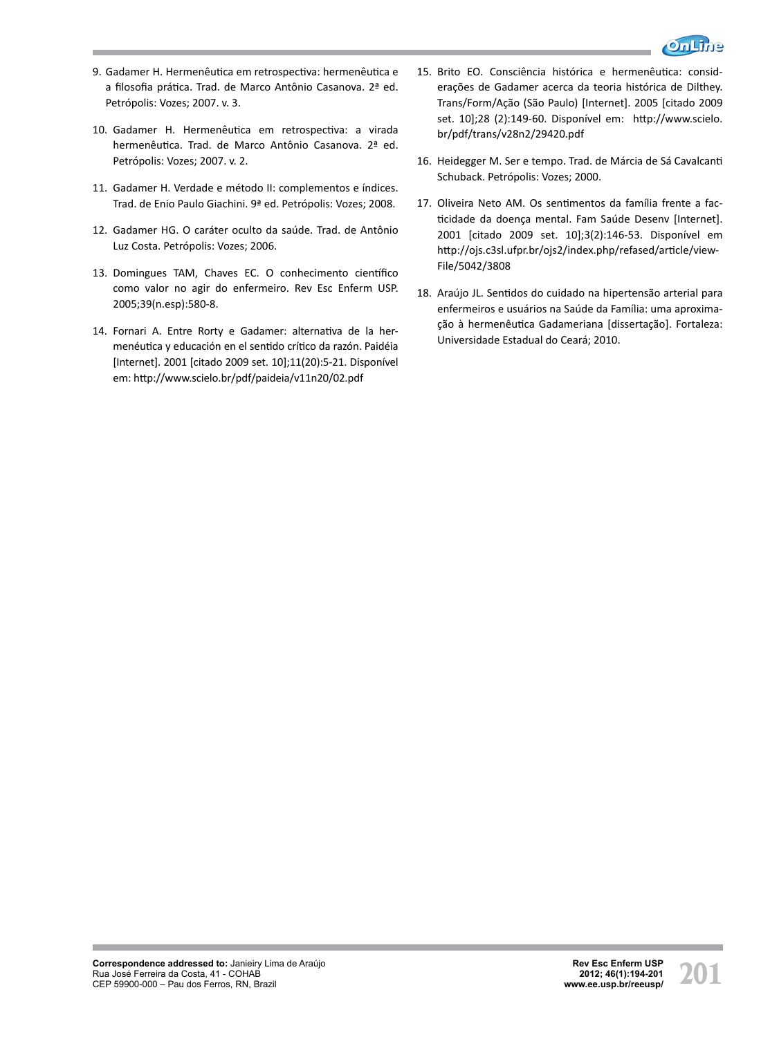9. Gadamer H. Hermenêutica em retrospectiva: hermenêutica e a filosofia prática. Trad. de Marco Antônio Casanova. 2ª ed. Petrópolis: Vozes; 2007. v. 3.

10. Gadamer H. Hermenêutica em retrospectiva: a virada hermenêutica. Trad. de Marco Antônio Casanova. 2ª ed. Petrópolis: Vozes; 2007. v. 2.

11. Gadamer H. Verdade e método II: complementos e índices. Trad. de Enio Paulo Giachini. 9ª ed. Petrópolis: Vozes; 2008.

12. Gadamer HG. O caráter oculto da saúde. Trad. de Antônio Luz Costa. Petrópolis: Vozes; 2006.

13. Domingues TAM, Chaves EC. O conhecimento científico como valor no agir do enfermeiro. Rev Esc Enferm USP. 2005;39(n.esp):580-8.

14. Fornari A. Entre Rorty e Gadamer: alternativa de la hermenéutica y educación en el sentido crítico da razón. Paidéia [Internet]. 2001 [citado 2009 set. 10];11(20):5-21. Disponível em: http://www.scielo.br/pdf/paideia/v11n20/02.pdf

15. Brito EO. Consciência histórica e hermenêutica: considerações de Gadamer acerca da teoria histórica de Dilthey. Trans/Form/Ação (São Paulo) [Internet]. 2005 [citado 2009 set. 10];28 (2):149-60. Disponível em: http://www.scielo.br/pdf/trans/v28n2/29420.pdf

16. Heidegger M. Ser e tempo. Trad. de Márcia de Sá Cavalcanti Schuback. Petrópolis: Vozes; 2000.

17. Oliveira Neto AM. Os sentimentos da família frente a facticidade da doença mental. Fam Saúde Desenv [Internet]. 2001 [citado 2009 set. 10];3(2):146-53. Disponível em http://ojs.c3sl.ufpr.br/ojs2/index.php/refased/article/viewFile/5042/3808

18. Araújo JL. Sentidos do cuidado na hipertensão arterial para enfermeiros e usuários na Saúde da Família: uma aproximação à hermenêutica Gadameriana [dissertação]. Fortaleza: Universidade Estadual do Ceará; 2010.

**Correspondence addressed to:** Janieiry Lima de Araújo
Rua José Ferreira da Costa, 41 - COHAB
CEP 59900-000 – Pau dos Ferros, RN, Brazil